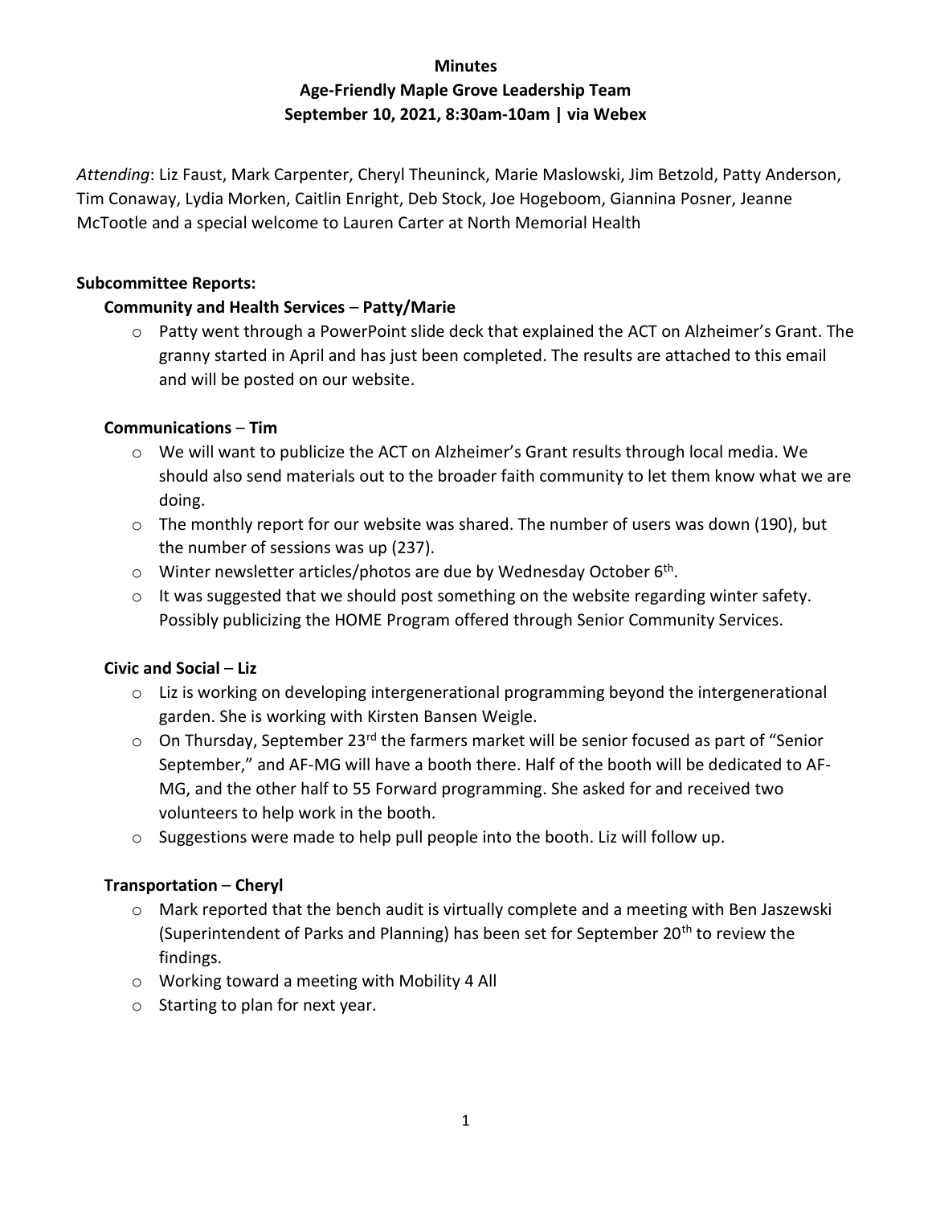**Minutes**

**Age-Friendly Maple Grove Leadership Team**

**September 10, 2021, 8:30am-10am | via Webex**

*Attending*: Liz Faust, Mark Carpenter, Cheryl Theuninck, Marie Maslowski, Jim Betzold, Patty Anderson, Tim Conaway, Lydia Morken, Caitlin Enright, Deb Stock, Joe Hogeboom, Giannina Posner, Jeanne McTootle and a special welcome to Lauren Carter at North Memorial Health

## Subcommittee Reports:

### Community and Health Services – Patty/Marie

- Patty went through a PowerPoint slide deck that explained the ACT on Alzheimer's Grant. The granny started in April and has just been completed. The results are attached to this email and will be posted on our website.

### Communications – Tim

- We will want to publicize the ACT on Alzheimer's Grant results through local media. We should also send materials out to the broader faith community to let them know what we are doing.
- The monthly report for our website was shared. The number of users was down (190), but the number of sessions was up (237).
- Winter newsletter articles/photos are due by Wednesday October 6th.
- It was suggested that we should post something on the website regarding winter safety. Possibly publicizing the HOME Program offered through Senior Community Services.

### Civic and Social – Liz

- Liz is working on developing intergenerational programming beyond the intergenerational garden. She is working with Kirsten Bansen Weigle.
- On Thursday, September 23rd the farmers market will be senior focused as part of "Senior September," and AF-MG will have a booth there. Half of the booth will be dedicated to AF-MG, and the other half to 55 Forward programming. She asked for and received two volunteers to help work in the booth.
- Suggestions were made to help pull people into the booth. Liz will follow up.

### Transportation – Cheryl

- Mark reported that the bench audit is virtually complete and a meeting with Ben Jaszewski (Superintendent of Parks and Planning) has been set for September 20th to review the findings.
- Working toward a meeting with Mobility 4 All
- Starting to plan for next year.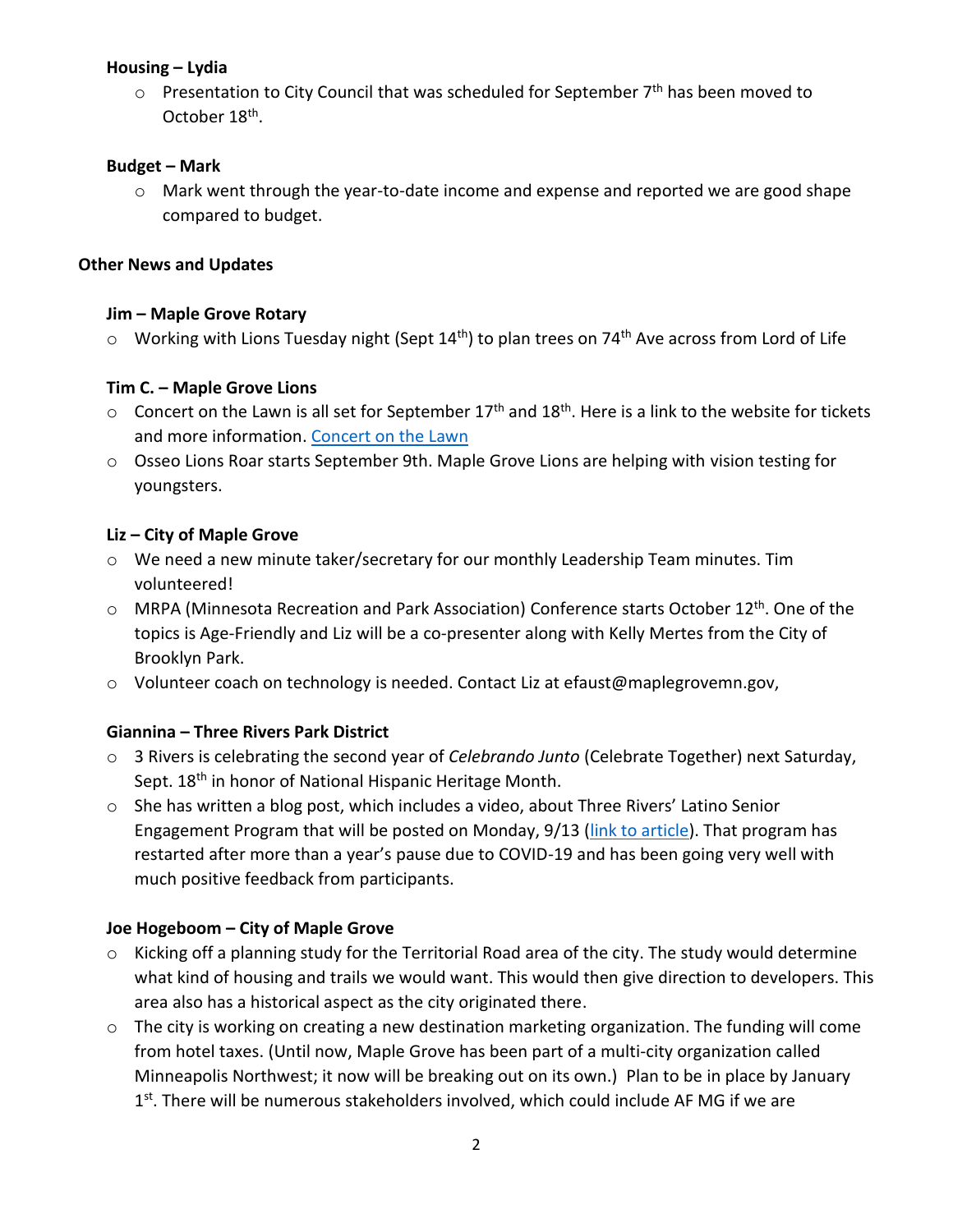**Housing – Lydia**

- Presentation to City Council that was scheduled for September 7th has been moved to October 18th.

**Budget – Mark**

- Mark went through the year-to-date income and expense and reported we are good shape compared to budget.

**Other News and Updates**

**Jim – Maple Grove Rotary**

- Working with Lions Tuesday night (Sept 14th) to plan trees on 74th Ave across from Lord of Life

**Tim C. – Maple Grove Lions**

- Concert on the Lawn is all set for September 17th and 18th. Here is a link to the website for tickets and more information. [Concert on the Lawn]
- Osseo Lions Roar starts September 9th. Maple Grove Lions are helping with vision testing for youngsters.

**Liz – City of Maple Grove**

- We need a new minute taker/secretary for our monthly Leadership Team minutes. Tim volunteered!
- MRPA (Minnesota Recreation and Park Association) Conference starts October 12th. One of the topics is Age-Friendly and Liz will be a co-presenter along with Kelly Mertes from the City of Brooklyn Park.
- Volunteer coach on technology is needed. Contact Liz at efaust@maplegrovemn.gov,

**Giannina – Three Rivers Park District**

- 3 Rivers is celebrating the second year of *Celebrando Junto* (Celebrate Together) next Saturday, Sept. 18th in honor of National Hispanic Heritage Month.
- She has written a blog post, which includes a video, about Three Rivers' Latino Senior Engagement Program that will be posted on Monday, 9/13 ([link to article]). That program has restarted after more than a year's pause due to COVID-19 and has been going very well with much positive feedback from participants.

**Joe Hogeboom – City of Maple Grove**

- Kicking off a planning study for the Territorial Road area of the city. The study would determine what kind of housing and trails we would want. This would then give direction to developers. This area also has a historical aspect as the city originated there.
- The city is working on creating a new destination marketing organization. The funding will come from hotel taxes. (Until now, Maple Grove has been part of a multi-city organization called Minneapolis Northwest; it now will be breaking out on its own.) Plan to be in place by January 1st. There will be numerous stakeholders involved, which could include AF MG if we are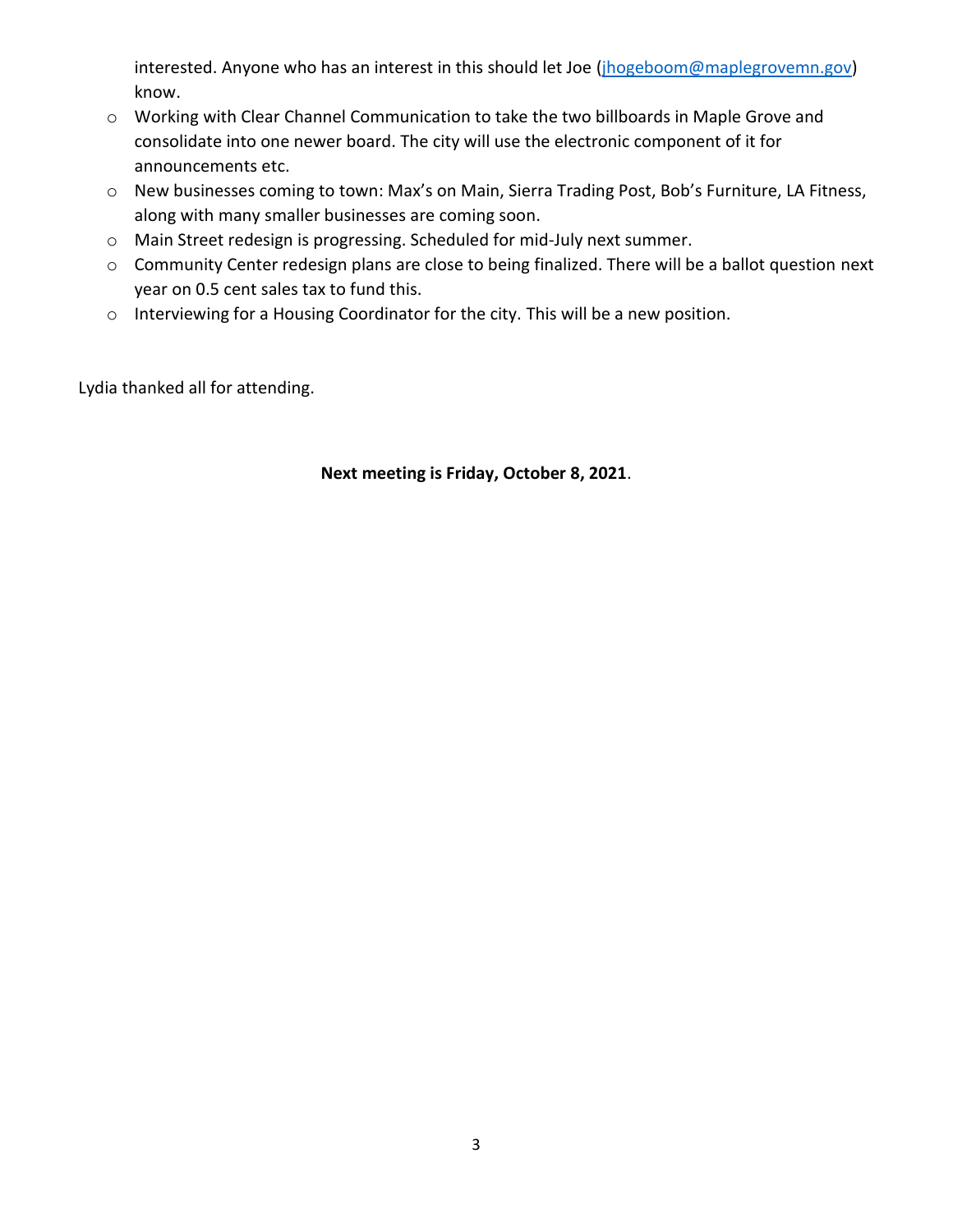interested. Anyone who has an interest in this should let Joe (jhogeboom@maplegrovemn.gov) know.

- Working with Clear Channel Communication to take the two billboards in Maple Grove and consolidate into one newer board. The city will use the electronic component of it for announcements etc.
- New businesses coming to town: Max's on Main, Sierra Trading Post, Bob's Furniture, LA Fitness, along with many smaller businesses are coming soon.
- Main Street redesign is progressing. Scheduled for mid-July next summer.
- Community Center redesign plans are close to being finalized. There will be a ballot question next year on 0.5 cent sales tax to fund this.
- Interviewing for a Housing Coordinator for the city. This will be a new position.

Lydia thanked all for attending.

**Next meeting is Friday, October 8, 2021**.